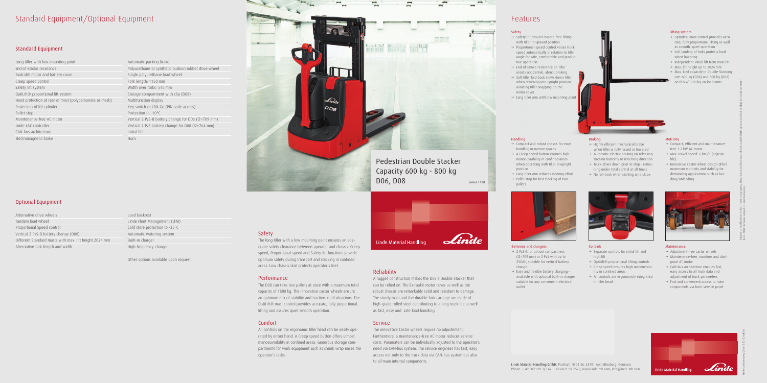# Standard Equipment/Optional Equipment

## Standard Equipment

| | |
|---|---|
| Long tiller with low mounting point | Automatic parking brake |
| End-of-stroke resistance | Polyurethane or synthetic cushion rubber drive wheel |
| Exxtral® motor and battery cover | Single polyurethane load wheel |
| Creep speed control | Fork length: 1150 mm |
| Safety lift system | Width over forks: 540 mm |
| OptiLift® proportional lift system | Storage compartment with clip (D08) |
| Hand protection at rear of mast (polycarbonate or mesh) | Multifunction display |
| Protection of lift cylinder | Key switch or LFM Go (PIN code access) |
| Pallet stop | Protection to -10°C |
| Maintenance-free AC motor | Vertical 2 PzS-B battery change for D06 (l2=709 mm) |
| Linde LAC controller | Vertical 2 PzS battery change for D08 (l2=764 mm) |
| CAN-bus architecture | Initial lift |
| Electromagnetic brake | Horn |

## Optional Equipment

| | |
|---|---|
| Alternative drive wheels | Load backrest |
| Tandem load wheel | Linde Fleet Management (LFM) |
| Proportional Speed control | Cold store protection to -35°C |
| Vertical 2 PzS-B battery change (D08) | Automatic watering system |
| Different Standard masts with max. lift height 2024 mm | Built-in charger |
| Alternative fork length and width | High frequency charger |

Other options available upon request

# Pedestrian Double Stacker
# Capacity 600 kg - 800 kg
# D06, D08

Series 1160

Linde Material Handling

### Safety

The long tiller with a low mounting point ensures an adequate safety clearance between operator and chassis. Creep speed, Proportional speed and Safety lift functions provide optimum safety during transport and stacking in confined areas. Low chassis skirt protects operator's feet.

### Performance

The D08 can take two pallets at once with a maximum total capacity of 1800 kg. The innovative castor wheels ensure an optimum mix of stability and traction in all situations. The OptiLift® mast control provides accurate, fully proportional lifting and assures quiet smooth operation.

### Comfort

All controls on the ergonomic tiller head can be easily operated by either hand. A Creep speed button offers utmost manoeuvrability in confined areas. Generous storage compartments for work equipment such as shrink wrap eases the operator's tasks.

### Reliability

A rugged construction makes the D08 a Double Stacker that can be relied on. The Extraal® motor cover as well as the robust chassis are remarkably solid and resistant to damage. The sturdy mast and the durable fork carriage are made of high-grade rolled steel contributing to a long truck life as well as fast, easy and safe load handling.

### Service

The innovative Castor wheels require no adjustement. Furthermore, a maintenance-free AC motor reduces service costs. Paramaters can be individually adjusted to the operator's need via CAN-bus system. The service engineer has fast, easy access not only to the truck data via CAN-bus system but also to all main internal components.

# Features

### Safety

- → Safety lift ensures hazard-free lifting with tiller in upward position
- → Proportional speed control varies truck speed automatically in relation to tiller angle for safe, comfortable and productive operation
- → End-of-stroke resistance on tiller avoids accidental, abrupt braking
- → Soft tiller fold-back slows down tiller when returning into upright position - avoiding tiller snapping on the motor cover
- → Long tiller arm with low mounting point

### Lifting system

- → OptiLift® mast control provides accurate, fully proportional lifting as well as smooth, quiet operation
- → Soft landing of forks protects load when lowering
- → Independent initial lift from main lift
- → Max. lift height up to 2024 mm
- → Max. load capacity in Double-Stacking use: 600 kg (D06) and 800 kg (D08) on forks/1000 kg on load arms

### Handling

- → Compact and robust chassis for easy handling in narrow spaces
- → A Creep speed button ensures high manoeuvrability in confined areas when operating with tiller in upright position
- → Long tiller arm reduces steering effort
- → Pallet stop for fast stacking of two pallets

### Braking

- → Highly efficient mechanical brake when tiller is fully raised or lowered
- → Automatic electric braking on releasing traction butterfly or reversing direction
- → Truck slows down prior to stop - remaining under total control at all times
- → No roll-back when starting on a slope

### Motricity

- → Compact, efficient and maintenance-free 1.2 kW AC motor
- → Max. travel speed: 6 km/h (adjustable)
- → Innovative castor wheel design offers maximum motricity and stability for demanding applications such as loading/unloading

### Batteries and chargers

- → 2 PzS-B for utmost compactness (l2=709 mm) or 2 PzS with up to 250Ah, suitable for vertical battery change
- → Easy and flexible battery charging - available with optional built-in charger suitable for any convenient electrical outlet

### Controls

- → Separate controls for initial lift and high lift
- → OptiLift® proportional lifting controls
- → Creep speed ensures high maneuvrability in confined areas
- → All controls are ergonomicly integrated in tiller head

### Maintenance

- → Adjustment-free castor wheels
- → Maintenance-free, moisture and dust-proof AC motor
- → CAN-bus architecture enables fast, easy access to all truck data and adjustment of truck parameters
- → Fast and convenient access to main components via front service panel

Linde Material Handling GmbH, Postfach 10 01 36, 63701 Aschaffenburg, Germany
Phone +49.6021.99-0, Fax +49.6021.99-1570, www.linde-mh.com, info@linde-mh.com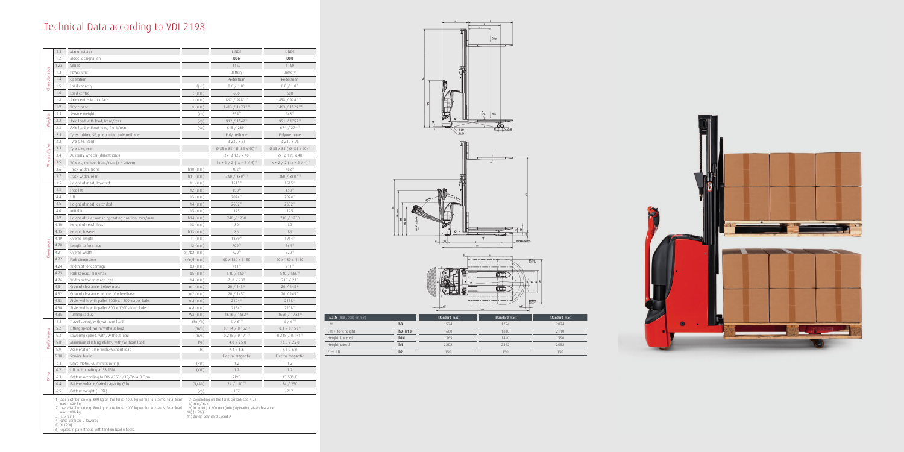# Technical Data according to VDI 2198

| | | | | | |
|---|---|---|---|---|---|
| Characteristics | 1.1 | Manufacturer | | LINDE | LINDE |
| | 1.2 | Model designation | | D06 | D08 |
| | 1.2a | Series | | 1160 | 1160 |
| | 1.3 | Power unit | | Battery | Battery |
| | 1.4 | Operation | | Pedestrian | Pedestrian |
| | 1.5 | Load capacity | Q (t) | 0.6 / 1.0 [1] | 0.8 / 1.0 [2] |
| | 1.6 | Load centre | c (mm) | 600 | 600 |
| | 1.8 | Axle centre to fork face | x (mm) | 862 / 928 [3,4] | 858 / 924 [3,4] |
| | 1.9 | Wheelbase | y (mm) | 1413 / 1479 [3,4] | 1463 / 1529 [3,4] |
| Weights | 2.1 | Service weight | (kg) | 854 [5] | 948 [5] |
| | 2.2 | Axle load with load, front/rear | (kg) | 912 / 1542 [5] | 991 / 1757 [5] |
| | 2.3 | Axle load without load, front/rear | (kg) | 615 / 239 [5] | 674 / 274 [5] |
| Wheels / Tyres | 3.1 | Tyres rubber, SE, pneumatic, polyurethane | | Polyurethane | Polyurethane |
| | 3.2 | Tyre size, front | | Ø 230 x 75 | Ø 230 x 75 |
| | 3.3 | Tyre size, rear | | Ø 85 x 85 (Ø 85 x 60) [6] | Ø 85 x 85 (Ø 85 x 60) [6] |
| | 3.4 | Auxiliary wheels (dimensions) | | 2x Ø 125 x 40 | 2x Ø 125 x 40 |
| | 3.5 | Wheels, number front/rear (x = driven) | | 1x + 2 / 2 (1x + 2 / 4) [6] | 1x + 2 / 2 (1x + 2 / 4) [6] |
| | 3.6 | Track width, front | b10 (mm) | 482 [3] | 482 [3] |
| | 3.7 | Track width, rear | b11 (mm) | 360 / 380 [6,7] | 360 / 380 [6,7] |
| Dimensions | 4.2 | Height of mast, lowered | h1 (mm) | 1515 [3] | 1515 [3] |
| | 4.3 | Free lift | h2 (mm) | 150 [3] | 150 [3] |
| | 4.4 | Lift | h3 (mm) | 2024 [3] | 2024 [3] |
| | 4.5 | Height of mast, extended | h4 (mm) | 2652 [3] | 2652 [3] |
| | 4.6 | Initial lift | h5 (mm) | 125 | 125 |
| | 4.9 | Height of tiller arm in operating position, min/max | h14 (mm) | 740 / 1230 | 740 / 1230 |
| | 4.10 | Height of reach legs | h8 (mm) | 80 | 80 |
| | 4.15 | Height, lowered | h13 (mm) | 86 | 86 |
| | 4.19 | Overall length | l1 (mm) | 1859 [3] | 1914 [3] |
| | 4.20 | Length to fork face | l2 (mm) | 709 [3] | 764 [3] |
| | 4.21 | Overall width | b1/b2 (mm) | 720 [3] | 720 [3] |
| | 4.22 | Fork dimensions | s/e/l (mm) | 60 x 180 x 1150 | 60 x 180 x 1150 |
| | 4.24 | Width of fork carriage | b3 (mm) | 711 [3] | 711 [3] |
| | 4.25 | Fork spread, min/max | b5 (mm) | 540 / 560 [3] | 540 / 560 [3] |
| | 4.26 | Width between reach legs | b4 (mm) | 210 / 230 | 210 / 230 |
| | 4.31 | Ground clearance, below mast | m1 (mm) | 20 / 145 [4] | 20 / 145 [4] |
| | 4.32 | Ground clearance, centre of wheelbase | m2 (mm) | 20 / 145 [4] | 20 / 145 [4] |
| | 4.33 | Aisle width with pallet 1000 x 1200 across forks | Ast (mm) | 2104 [9] | 2158 [9] |
| | 4.34 | Aisle width with pallet 800 x 1200 along forks | Ast (mm) | 2154 [9] | 2208 [9] |
| | 4.35 | Turning radius | Wa (mm) | 1616 / 1682 [4] | 1666 / 1732 [4] |
| Performance | 5.1 | Travel speed, with/without load | (km/h) | 6 / 6 [10] | 6 / 6 [10] |
| | 5.2 | Lifting speed, with/without load | (m/s) | 0.114 / 0.152 [10] | 0.1 / 0.152 [10] |
| | 5.3 | Lowering speed, with/without load | (m/s) | 0.245 / 0.171 [10] | 0.245 / 0.171 [10] |
| | 5.8 | Maximum climbing ability, with/without load | (%) | 14.0 / 25.0 | 13.0 / 25.0 |
| | 5.9 | Acceleration time, with/without load | (s) | 7.4 / 6.6 | 7.6 / 6.6 |
| | 5.10 | Service brake | | Electro-magnetic | Electro-magnetic |
| Drive | 6.1 | Drive motor, 60 minute rating | (kW) | 1.2 | 1.2 |
| | 6.2 | Lift motor, rating at S3 15% | (kW) | 1.2 | 1.2 |
| | 6.3 | Battery according to DIN 43531/35/36 A,B,C,no | | 2PzB | 43 535 B |
| | 6.4 | Battery voltage/rated capacity (5h) | (V/Ah) | 24 / 150 [11] | 24 / 250 |
| | 6.5 | Battery weight (± 5%) | (kg) | 157 | 212 |

1) Load distribution e.g. 600 kg on the forks, 1000 kg on the fork arms. Total load max. 1600 kg.
2) Load distribution e.g. 800 kg on the forks, 1000 kg on the fork arms. Total load max. 1800 kg.
3) (± 5 mm)
4) Forks upraised / lowered
5) (± 10%)
6) Figures in parentheses with tandem load wheels.
7) Depending on the forks spread; see 4.25
8) min./max.
9) Including a 200 mm (min.) operating aisle clearance.
10) (± 5%)
11) British Standard Circuit A

| Masts (D06/D08) (in mm) | | Standard mast | Standard mast | Standard mast |
|---|---|---|---|---|
| Lift | h3 | 1574 | 1724 | 2024 |
| Lift + fork height | h3+h13 | 1660 | 1810 | 2110 |
| Height lowered | h1¹ | 1365 | 1440 | 1590 |
| Height raised | h4 | 2202 | 2352 | 2652 |
| Free lift | h2 | 150 | 150 | 150 |